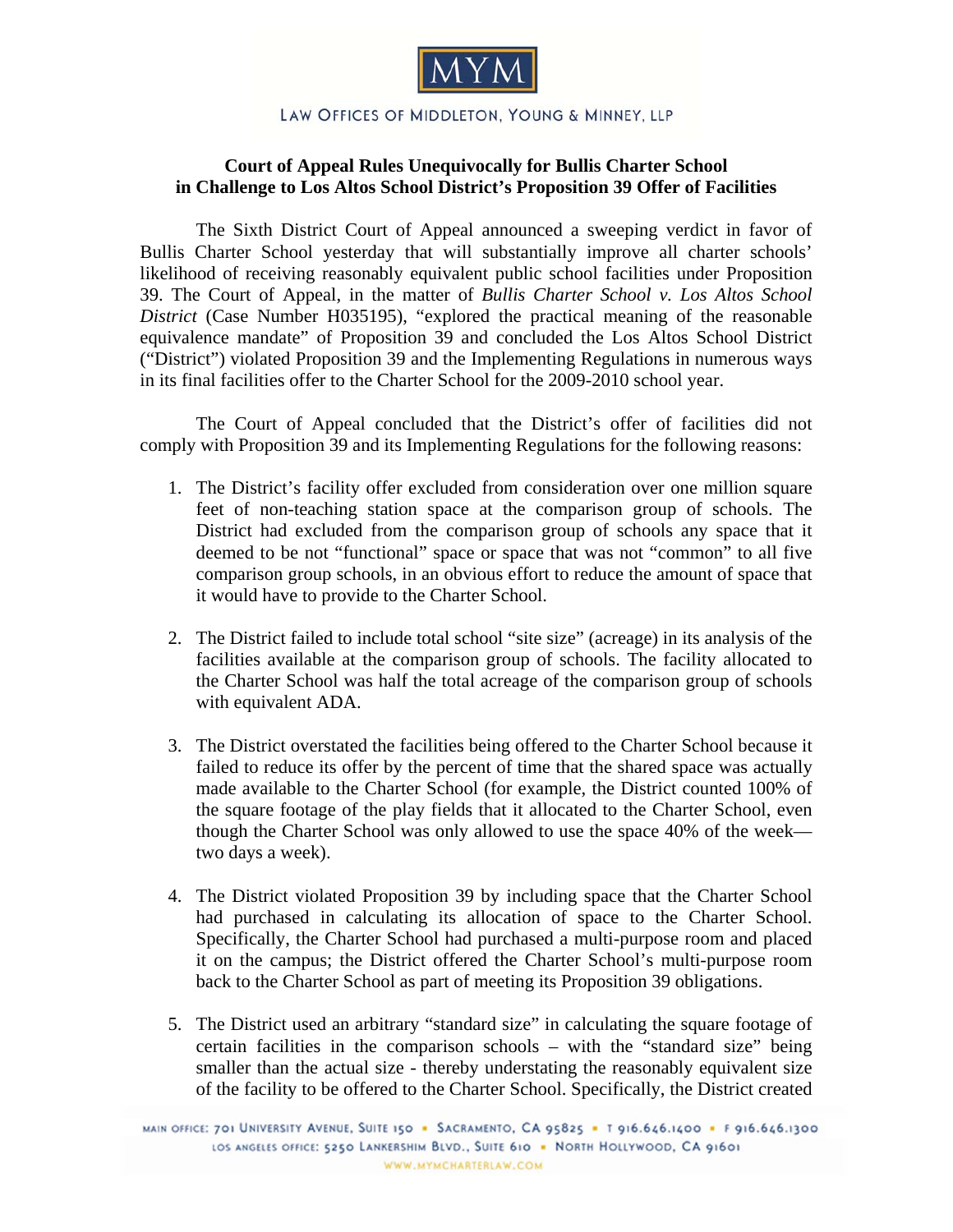MYM

LAW OFFICES OF MIDDLETON, YOUNG & MINNEY, LLP

**Court of Appeal Rules Unequivocally for Bullis Charter School in Challenge to Los Altos School District's Proposition 39 Offer of Facilities**

The Sixth District Court of Appeal announced a sweeping verdict in favor of Bullis Charter School yesterday that will substantially improve all charter schools' likelihood of receiving reasonably equivalent public school facilities under Proposition 39. The Court of Appeal, in the matter of *Bullis Charter School v. Los Altos School District* (Case Number H035195), "explored the practical meaning of the reasonable equivalence mandate" of Proposition 39 and concluded the Los Altos School District ("District") violated Proposition 39 and the Implementing Regulations in numerous ways in its final facilities offer to the Charter School for the 2009-2010 school year.

The Court of Appeal concluded that the District's offer of facilities did not comply with Proposition 39 and its Implementing Regulations for the following reasons:

1. The District's facility offer excluded from consideration over one million square feet of non-teaching station space at the comparison group of schools. The District had excluded from the comparison group of schools any space that it deemed to be not "functional" space or space that was not "common" to all five comparison group schools, in an obvious effort to reduce the amount of space that it would have to provide to the Charter School.

2. The District failed to include total school "site size" (acreage) in its analysis of the facilities available at the comparison group of schools. The facility allocated to the Charter School was half the total acreage of the comparison group of schools with equivalent ADA.

3. The District overstated the facilities being offered to the Charter School because it failed to reduce its offer by the percent of time that the shared space was actually made available to the Charter School (for example, the District counted 100% of the square footage of the play fields that it allocated to the Charter School, even though the Charter School was only allowed to use the space 40% of the week—two days a week).

4. The District violated Proposition 39 by including space that the Charter School had purchased in calculating its allocation of space to the Charter School. Specifically, the Charter School had purchased a multi-purpose room and placed it on the campus; the District offered the Charter School's multi-purpose room back to the Charter School as part of meeting its Proposition 39 obligations.

5. The District used an arbitrary "standard size" in calculating the square footage of certain facilities in the comparison schools – with the "standard size" being smaller than the actual size - thereby understating the reasonably equivalent size of the facility to be offered to the Charter School. Specifically, the District created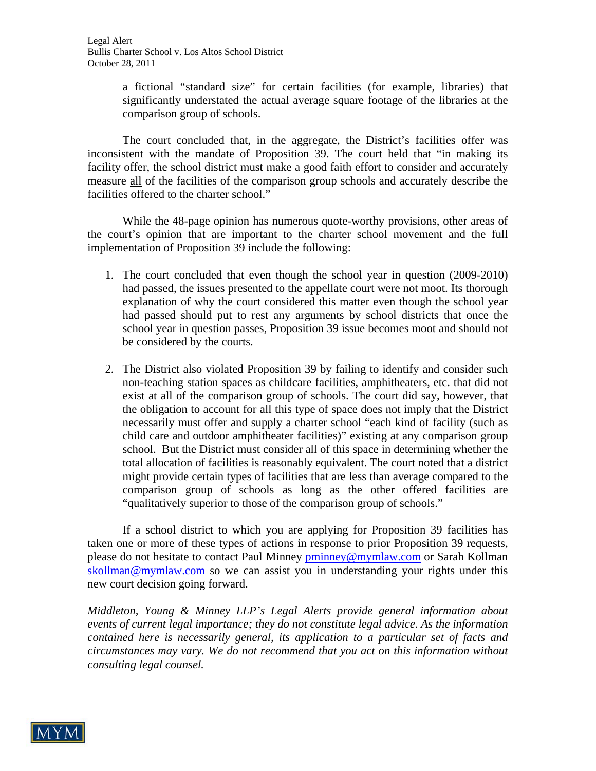a fictional "standard size" for certain facilities (for example, libraries) that significantly understated the actual average square footage of the libraries at the comparison group of schools.

The court concluded that, in the aggregate, the District's facilities offer was inconsistent with the mandate of Proposition 39. The court held that "in making its facility offer, the school district must make a good faith effort to consider and accurately measure all of the facilities of the comparison group schools and accurately describe the facilities offered to the charter school."

While the 48-page opinion has numerous quote-worthy provisions, other areas of the court's opinion that are important to the charter school movement and the full implementation of Proposition 39 include the following:

1. The court concluded that even though the school year in question (2009-2010) had passed, the issues presented to the appellate court were not moot. Its thorough explanation of why the court considered this matter even though the school year had passed should put to rest any arguments by school districts that once the school year in question passes, Proposition 39 issue becomes moot and should not be considered by the courts.

2. The District also violated Proposition 39 by failing to identify and consider such non-teaching station spaces as childcare facilities, amphitheaters, etc. that did not exist at all of the comparison group of schools. The court did say, however, that the obligation to account for all this type of space does not imply that the District necessarily must offer and supply a charter school "each kind of facility (such as child care and outdoor amphitheater facilities)" existing at any comparison group school. But the District must consider all of this space in determining whether the total allocation of facilities is reasonably equivalent. The court noted that a district might provide certain types of facilities that are less than average compared to the comparison group of schools as long as the other offered facilities are "qualitatively superior to those of the comparison group of schools."

If a school district to which you are applying for Proposition 39 facilities has taken one or more of these types of actions in response to prior Proposition 39 requests, please do not hesitate to contact Paul Minney pminney@mymlaw.com or Sarah Kollman skollman@mymlaw.com so we can assist you in understanding your rights under this new court decision going forward.

*Middleton, Young & Minney LLP's Legal Alerts provide general information about events of current legal importance; they do not constitute legal advice. As the information contained here is necessarily general, its application to a particular set of facts and circumstances may vary. We do not recommend that you act on this information without consulting legal counsel.*

MYM